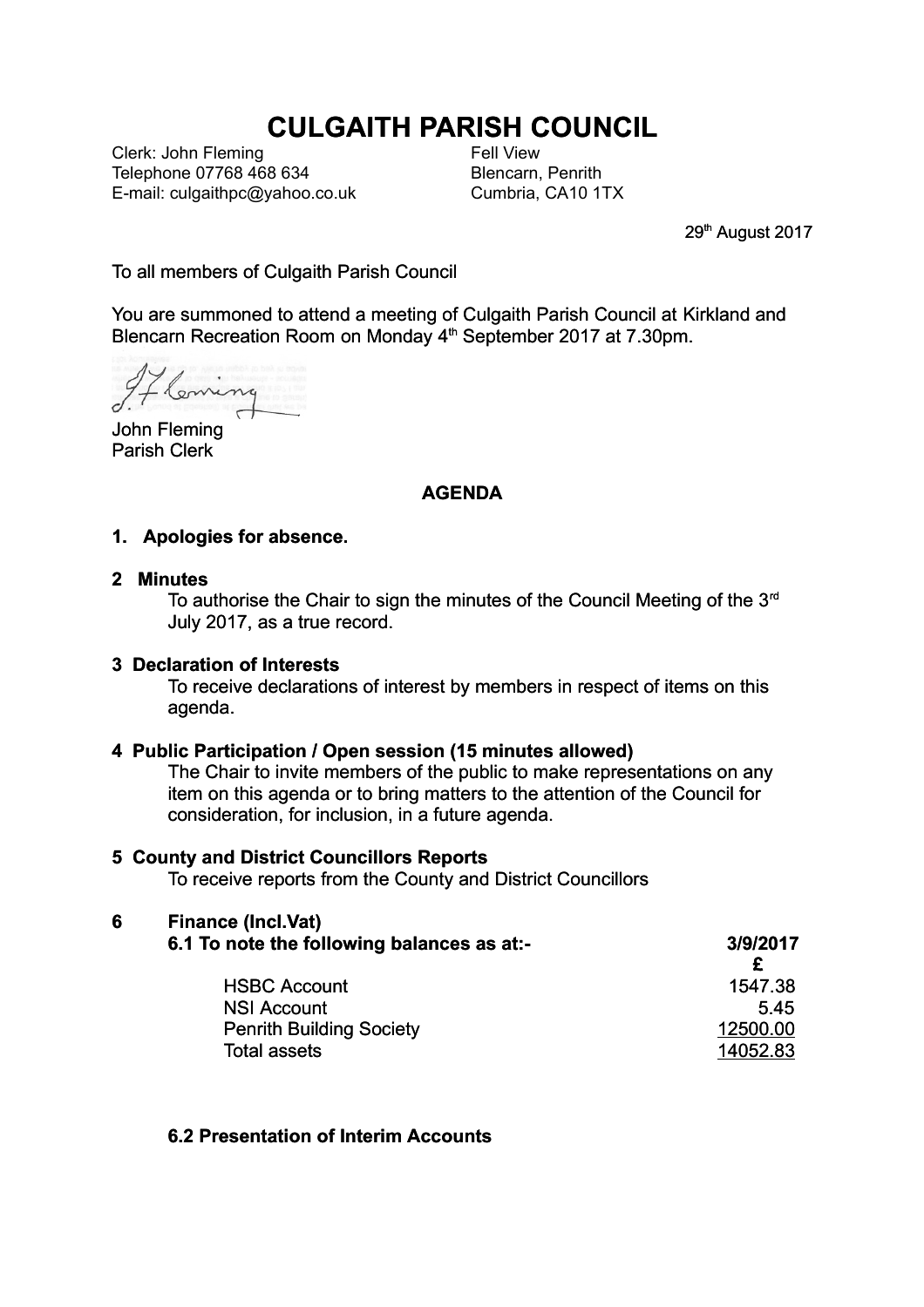# CULGAITH PARISH COUNCIL

Clerk: John Fleming
Telephone 07768 468 634
E-mail: culgaithpc@yahoo.co.uk

Fell View
Blencarn, Penrith
Cumbria, CA10 1TX

29th August 2017

To all members of Culgaith Parish Council

You are summoned to attend a meeting of Culgaith Parish Council at Kirkland and Blencarn Recreation Room on Monday 4th September 2017 at 7.30pm.

John Fleming
Parish Clerk

## AGENDA

**1. Apologies for absence.**

**2 Minutes**

To authorise the Chair to sign the minutes of the Council Meeting of the 3rd July 2017, as a true record.

**3 Declaration of Interests**

To receive declarations of interest by members in respect of items on this agenda.

**4 Public Participation / Open session (15 minutes allowed)**

The Chair to invite members of the public to make representations on any item on this agenda or to bring matters to the attention of the Council for consideration, for inclusion, in a future agenda.

**5 County and District Councillors Reports**

To receive reports from the County and District Councillors

**6 Finance (Incl.Vat)**

**6.1 To note the following balances as at:-**

| | **3/9/2017** |
|---|---|
| | **£** |
| HSBC Account | 1547.38 |
| NSI Account | 5.45 |
| Penrith Building Society | 12500.00 |
| Total assets | 14052.83 |

**6.2 Presentation of Interim Accounts**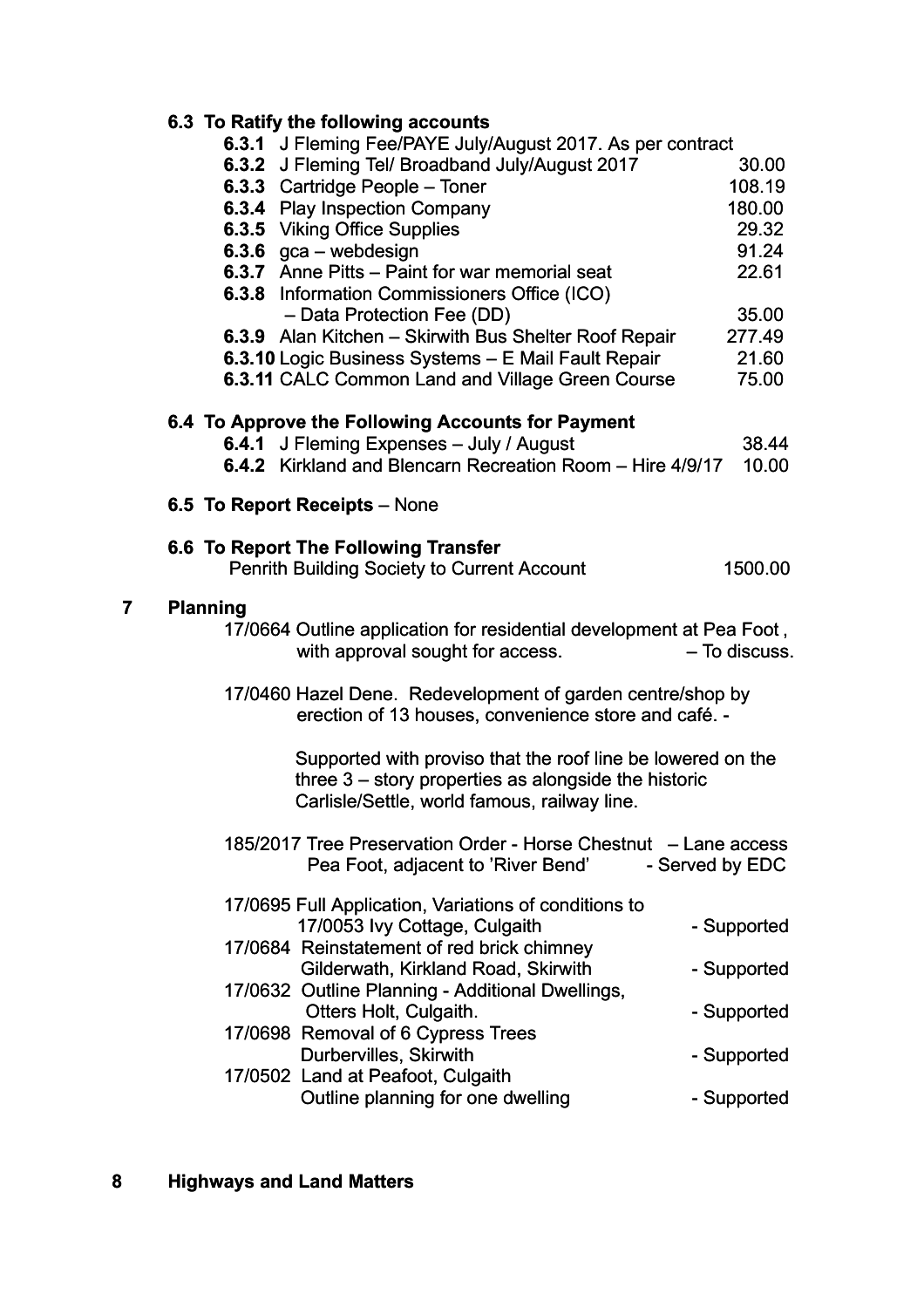### 6.3 To Ratify the following accounts

| | | |
|---|---|---|
| **6.3.1** | J Fleming Fee/PAYE July/August 2017. As per contract | |
| **6.3.2** | J Fleming Tel/ Broadband July/August 2017 | 30.00 |
| **6.3.3** | Cartridge People – Toner | 108.19 |
| **6.3.4** | Play Inspection Company | 180.00 |
| **6.3.5** | Viking Office Supplies | 29.32 |
| **6.3.6** | gca – webdesign | 91.24 |
| **6.3.7** | Anne Pitts – Paint for war memorial seat | 22.61 |
| **6.3.8** | Information Commissioners Office (ICO) – Data Protection Fee (DD) | 35.00 |
| **6.3.9** | Alan Kitchen – Skirwith Bus Shelter Roof Repair | 277.49 |
| **6.3.10** | Logic Business Systems – E Mail Fault Repair | 21.60 |
| **6.3.11** | CALC Common Land and Village Green Course | 75.00 |

### 6.4 To Approve the Following Accounts for Payment

| | | |
|---|---|---|
| **6.4.1** | J Fleming Expenses – July / August | 38.44 |
| **6.4.2** | Kirkland and Blencarn Recreation Room – Hire 4/9/17 | 10.00 |

### 6.5 To Report Receipts – None

### 6.6 To Report The Following Transfer

Penrith Building Society to Current Account 1500.00

## 7 Planning

17/0664 Outline application for residential development at Pea Foot , with approval sought for access. – To discuss.

17/0460 Hazel Dene. Redevelopment of garden centre/shop by erection of 13 houses, convenience store and café. -

Supported with proviso that the roof line be lowered on the three 3 – story properties as alongside the historic Carlisle/Settle, world famous, railway line.

185/2017 Tree Preservation Order - Horse Chestnut – Lane access Pea Foot, adjacent to 'River Bend' - Served by EDC

| | | |
|---|---|---|
| 17/0695 | Full Application, Variations of conditions to 17/0053 Ivy Cottage, Culgaith | - Supported |
| 17/0684 | Reinstatement of red brick chimney Gilderwath, Kirkland Road, Skirwith | - Supported |
| 17/0632 | Outline Planning - Additional Dwellings, Otters Holt, Culgaith. | - Supported |
| 17/0698 | Removal of 6 Cypress Trees Durbervilles, Skirwith | - Supported |
| 17/0502 | Land at Peafoot, Culgaith Outline planning for one dwelling | - Supported |

## 8 Highways and Land Matters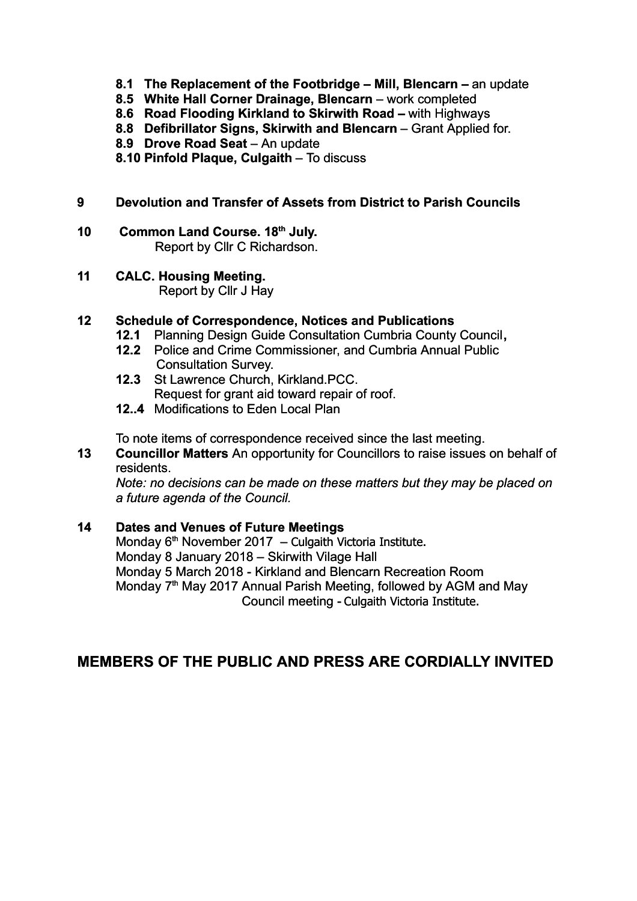- **8.1 The Replacement of the Footbridge – Mill, Blencarn –** an update
- **8.5 White Hall Corner Drainage, Blencarn** – work completed
- **8.6 Road Flooding Kirkland to Skirwith Road –** with Highways
- **8.8 Defibrillator Signs, Skirwith and Blencarn** – Grant Applied for.
- **8.9 Drove Road Seat** – An update
- **8.10 Pinfold Plaque, Culgaith** – To discuss

**9 Devolution and Transfer of Assets from District to Parish Councils**

**10 Common Land Course. 18th July.**
Report by Cllr C Richardson.

**11 CALC. Housing Meeting.**
Report by Cllr J Hay

**12 Schedule of Correspondence, Notices and Publications**

- **12.1** Planning Design Guide Consultation Cumbria County Council**,**
- **12.2** Police and Crime Commissioner, and Cumbria Annual Public Consultation Survey.
- **12.3** St Lawrence Church, Kirkland.PCC.
  Request for grant aid toward repair of roof.
- **12..4** Modifications to Eden Local Plan

To note items of correspondence received since the last meeting.

**13 Councillor Matters** An opportunity for Councillors to raise issues on behalf of residents.
*Note: no decisions can be made on these matters but they may be placed on a future agenda of the Council.*

**14 Dates and Venues of Future Meetings**
Monday 6th November 2017 – Culgaith Victoria Institute.
Monday 8 January 2018 – Skirwith Vilage Hall
Monday 5 March 2018 - Kirkland and Blencarn Recreation Room
Monday 7th May 2017 Annual Parish Meeting, followed by AGM and May Council meeting - Culgaith Victoria Institute.

## MEMBERS OF THE PUBLIC AND PRESS ARE CORDIALLY INVITED